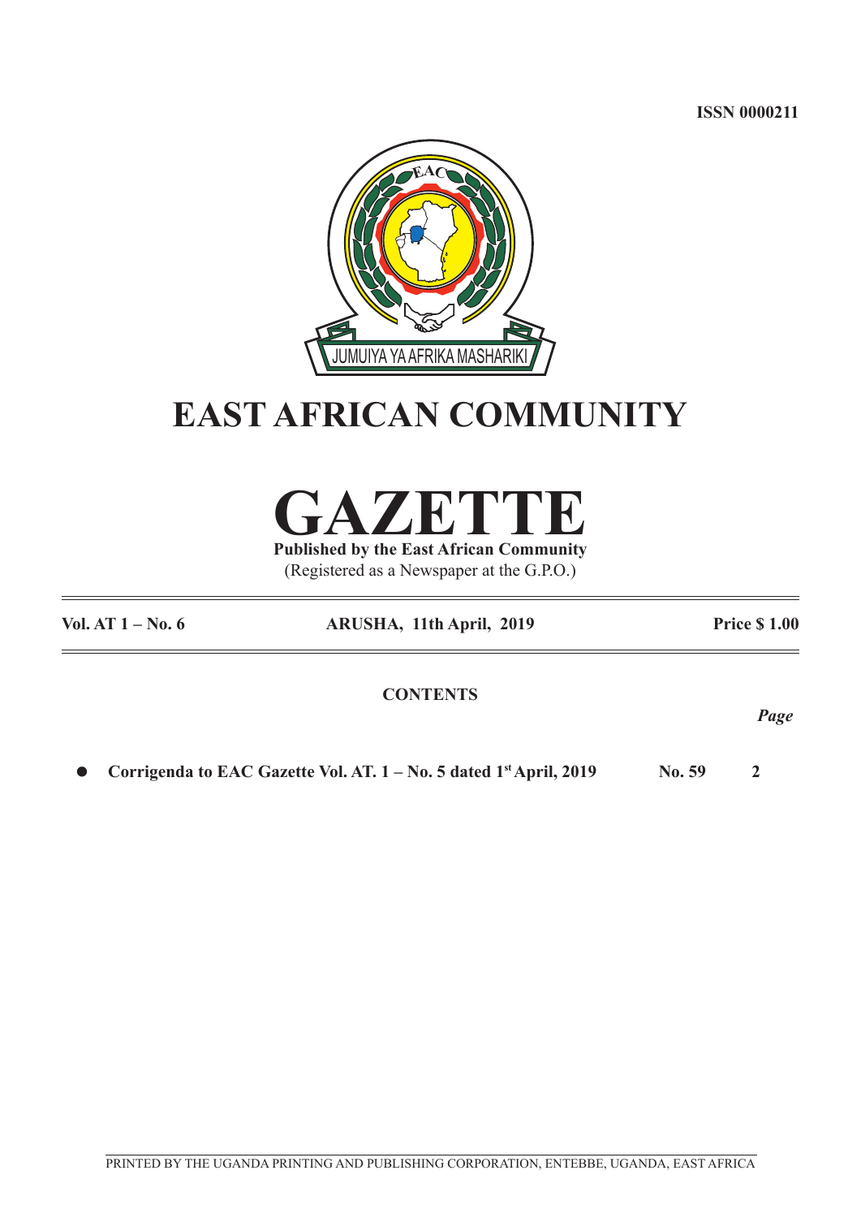ISSN 0000211

JUMUIYA YA AFRIKA MASHARIKI

# EAST AFRICAN COMMUNITY

# GAZETTE

**Published by the East African Community**

(Registered as a Newspaper at the G.P.O.)

| **Vol. AT 1 – No. 6** | **ARUSHA, 11th April, 2019** | **Price $ 1.00** |
|---|---|---|

## CONTENTS

| | | *Page* |
|---|---|---|
| ● **Corrigenda to EAC Gazette Vol. AT. 1 – No. 5 dated 1st April, 2019** | **No. 59** | **2** |

PRINTED BY THE UGANDA PRINTING AND PUBLISHING CORPORATION, ENTEBBE, UGANDA, EAST AFRICA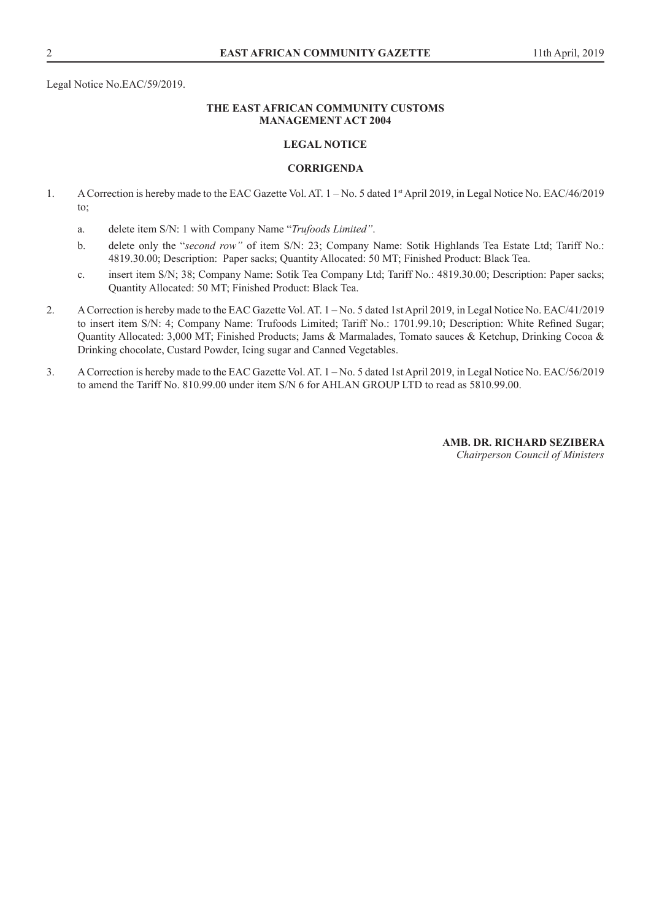Legal Notice No.EAC/59/2019.

**THE EAST AFRICAN COMMUNITY CUSTOMS MANAGEMENT ACT 2004**

**LEGAL NOTICE**

**CORRIGENDA**

1. A Correction is hereby made to the EAC Gazette Vol. AT. 1 – No. 5 dated 1st April 2019, in Legal Notice No. EAC/46/2019 to;

   a. delete item S/N: 1 with Company Name "*Trufoods Limited"*.

   b. delete only the "*second row"* of item S/N: 23; Company Name: Sotik Highlands Tea Estate Ltd; Tariff No.: 4819.30.00; Description: Paper sacks; Quantity Allocated: 50 MT; Finished Product: Black Tea.

   c. insert item S/N; 38; Company Name: Sotik Tea Company Ltd; Tariff No.: 4819.30.00; Description: Paper sacks; Quantity Allocated: 50 MT; Finished Product: Black Tea.

2. A Correction is hereby made to the EAC Gazette Vol. AT. 1 – No. 5 dated 1st April 2019, in Legal Notice No. EAC/41/2019 to insert item S/N: 4; Company Name: Trufoods Limited; Tariff No.: 1701.99.10; Description: White Refined Sugar; Quantity Allocated: 3,000 MT; Finished Products; Jams & Marmalades, Tomato sauces & Ketchup, Drinking Cocoa & Drinking chocolate, Custard Powder, Icing sugar and Canned Vegetables.

3. A Correction is hereby made to the EAC Gazette Vol. AT. 1 – No. 5 dated 1st April 2019, in Legal Notice No. EAC/56/2019 to amend the Tariff No. 810.99.00 under item S/N 6 for AHLAN GROUP LTD to read as 5810.99.00.

**AMB. DR. RICHARD SEZIBERA**
*Chairperson Council of Ministers*